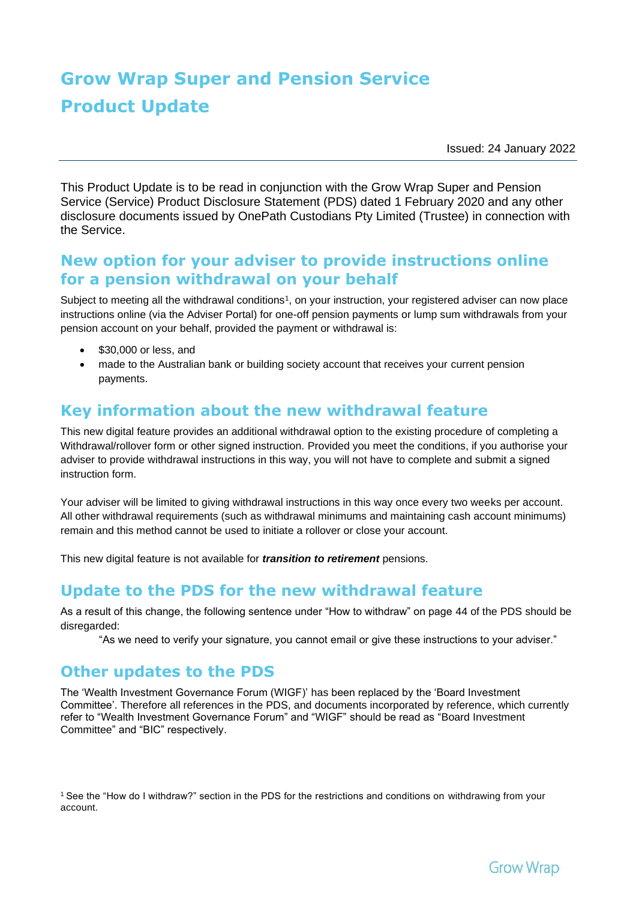# Grow Wrap Super and Pension Service Product Update

Issued: 24 January 2022

This Product Update is to be read in conjunction with the Grow Wrap Super and Pension Service (Service) Product Disclosure Statement (PDS) dated 1 February 2020 and any other disclosure documents issued by OnePath Custodians Pty Limited (Trustee) in connection with the Service.

## New option for your adviser to provide instructions online for a pension withdrawal on your behalf

Subject to meeting all the withdrawal conditions[1], on your instruction, your registered adviser can now place instructions online (via the Adviser Portal) for one-off pension payments or lump sum withdrawals from your pension account on your behalf, provided the payment or withdrawal is:

- $30,000 or less, and
- made to the Australian bank or building society account that receives your current pension payments.

## Key information about the new withdrawal feature

This new digital feature provides an additional withdrawal option to the existing procedure of completing a Withdrawal/rollover form or other signed instruction. Provided you meet the conditions, if you authorise your adviser to provide withdrawal instructions in this way, you will not have to complete and submit a signed instruction form.

Your adviser will be limited to giving withdrawal instructions in this way once every two weeks per account. All other withdrawal requirements (such as withdrawal minimums and maintaining cash account minimums) remain and this method cannot be used to initiate a rollover or close your account.

This new digital feature is not available for ***transition to retirement*** pensions.

## Update to the PDS for the new withdrawal feature

As a result of this change, the following sentence under "How to withdraw" on page 44 of the PDS should be disregarded:

> "As we need to verify your signature, you cannot email or give these instructions to your adviser."

## Other updates to the PDS

The 'Wealth Investment Governance Forum (WIGF)' has been replaced by the 'Board Investment Committee'. Therefore all references in the PDS, and documents incorporated by reference, which currently refer to "Wealth Investment Governance Forum" and "WIGF" should be read as "Board Investment Committee" and "BIC" respectively.

[1] See the "How do I withdraw?" section in the PDS for the restrictions and conditions on withdrawing from your account.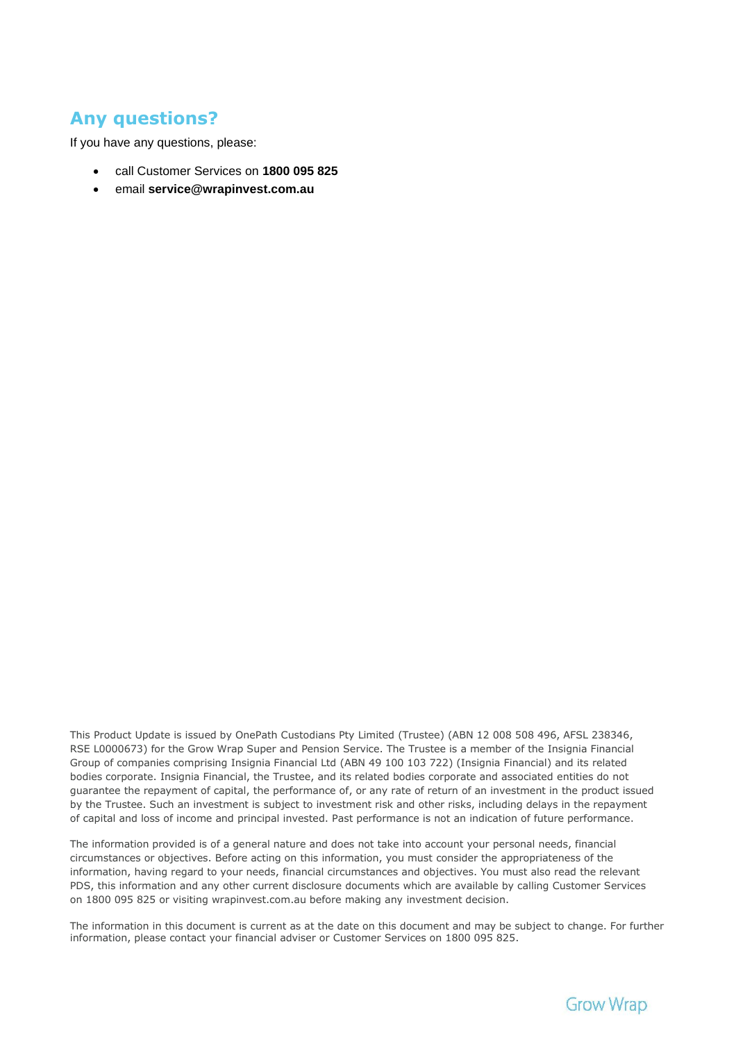## Any questions?

If you have any questions, please:

- call Customer Services on **1800 095 825**
- email **service@wrapinvest.com.au**

This Product Update is issued by OnePath Custodians Pty Limited (Trustee) (ABN 12 008 508 496, AFSL 238346, RSE L0000673) for the Grow Wrap Super and Pension Service. The Trustee is a member of the Insignia Financial Group of companies comprising Insignia Financial Ltd (ABN 49 100 103 722) (Insignia Financial) and its related bodies corporate. Insignia Financial, the Trustee, and its related bodies corporate and associated entities do not guarantee the repayment of capital, the performance of, or any rate of return of an investment in the product issued by the Trustee. Such an investment is subject to investment risk and other risks, including delays in the repayment of capital and loss of income and principal invested. Past performance is not an indication of future performance.

The information provided is of a general nature and does not take into account your personal needs, financial circumstances or objectives. Before acting on this information, you must consider the appropriateness of the information, having regard to your needs, financial circumstances and objectives. You must also read the relevant PDS, this information and any other current disclosure documents which are available by calling Customer Services on 1800 095 825 or visiting wrapinvest.com.au before making any investment decision.

The information in this document is current as at the date on this document and may be subject to change. For further information, please contact your financial adviser or Customer Services on 1800 095 825.

Grow Wrap